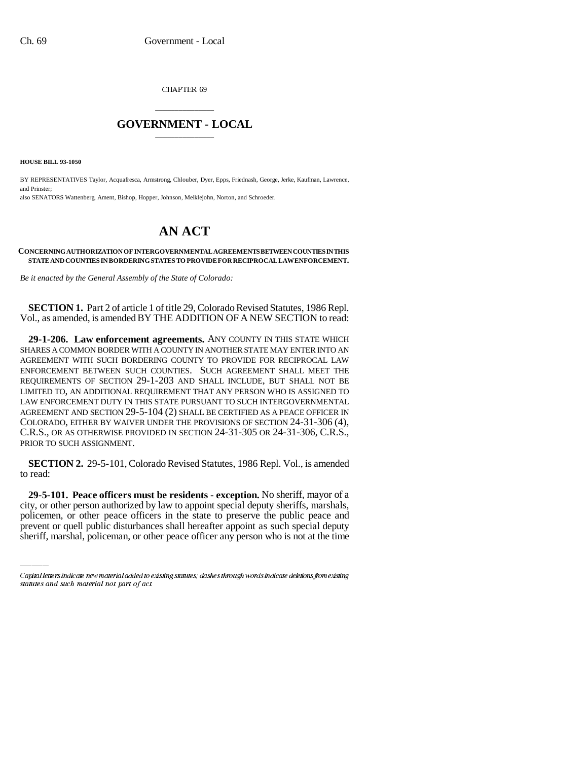CHAPTER 69

# GOVERNMENT - LOCAL

**HOUSE BILL 93-1050**

BY REPRESENTATIVES Taylor, Acquafresca, Armstrong, Chlouber, Dyer, Epps, Friednash, George, Jerke, Kaufman, Lawrence, and Prinster;

also SENATORS Wattenberg, Ament, Bishop, Hopper, Johnson, Meiklejohn, Norton, and Schroeder.

# AN ACT

**CONCERNING AUTHORIZATION OF INTERGOVERNMENTAL AGREEMENTS BETWEEN COUNTIES IN THIS STATE AND COUNTIES IN BORDERING STATES TO PROVIDE FOR RECIPROCAL LAW ENFORCEMENT.**

*Be it enacted by the General Assembly of the State of Colorado:*

**SECTION 1.** Part 2 of article 1 of title 29, Colorado Revised Statutes, 1986 Repl. Vol., as amended, is amended BY THE ADDITION OF A NEW SECTION to read:

**29-1-206. Law enforcement agreements.** ANY COUNTY IN THIS STATE WHICH SHARES A COMMON BORDER WITH A COUNTY IN ANOTHER STATE MAY ENTER INTO AN AGREEMENT WITH SUCH BORDERING COUNTY TO PROVIDE FOR RECIPROCAL LAW ENFORCEMENT BETWEEN SUCH COUNTIES. SUCH AGREEMENT SHALL MEET THE REQUIREMENTS OF SECTION 29-1-203 AND SHALL INCLUDE, BUT SHALL NOT BE LIMITED TO, AN ADDITIONAL REQUIREMENT THAT ANY PERSON WHO IS ASSIGNED TO LAW ENFORCEMENT DUTY IN THIS STATE PURSUANT TO SUCH INTERGOVERNMENTAL AGREEMENT AND SECTION 29-5-104 (2) SHALL BE CERTIFIED AS A PEACE OFFICER IN COLORADO, EITHER BY WAIVER UNDER THE PROVISIONS OF SECTION 24-31-306 (4), C.R.S., OR AS OTHERWISE PROVIDED IN SECTION 24-31-305 OR 24-31-306, C.R.S., PRIOR TO SUCH ASSIGNMENT.

**SECTION 2.** 29-5-101, Colorado Revised Statutes, 1986 Repl. Vol., is amended to read:

**29-5-101. Peace officers must be residents - exception.** No sheriff, mayor of a city, or other person authorized by law to appoint special deputy sheriffs, marshals, policemen, or other peace officers in the state to preserve the public peace and prevent or quell public disturbances shall hereafter appoint as such special deputy sheriff, marshal, policeman, or other peace officer any person who is not at the time

Capital letters indicate new material added to existing statutes; dashes through words indicate deletions from existing statutes and such material not part of act.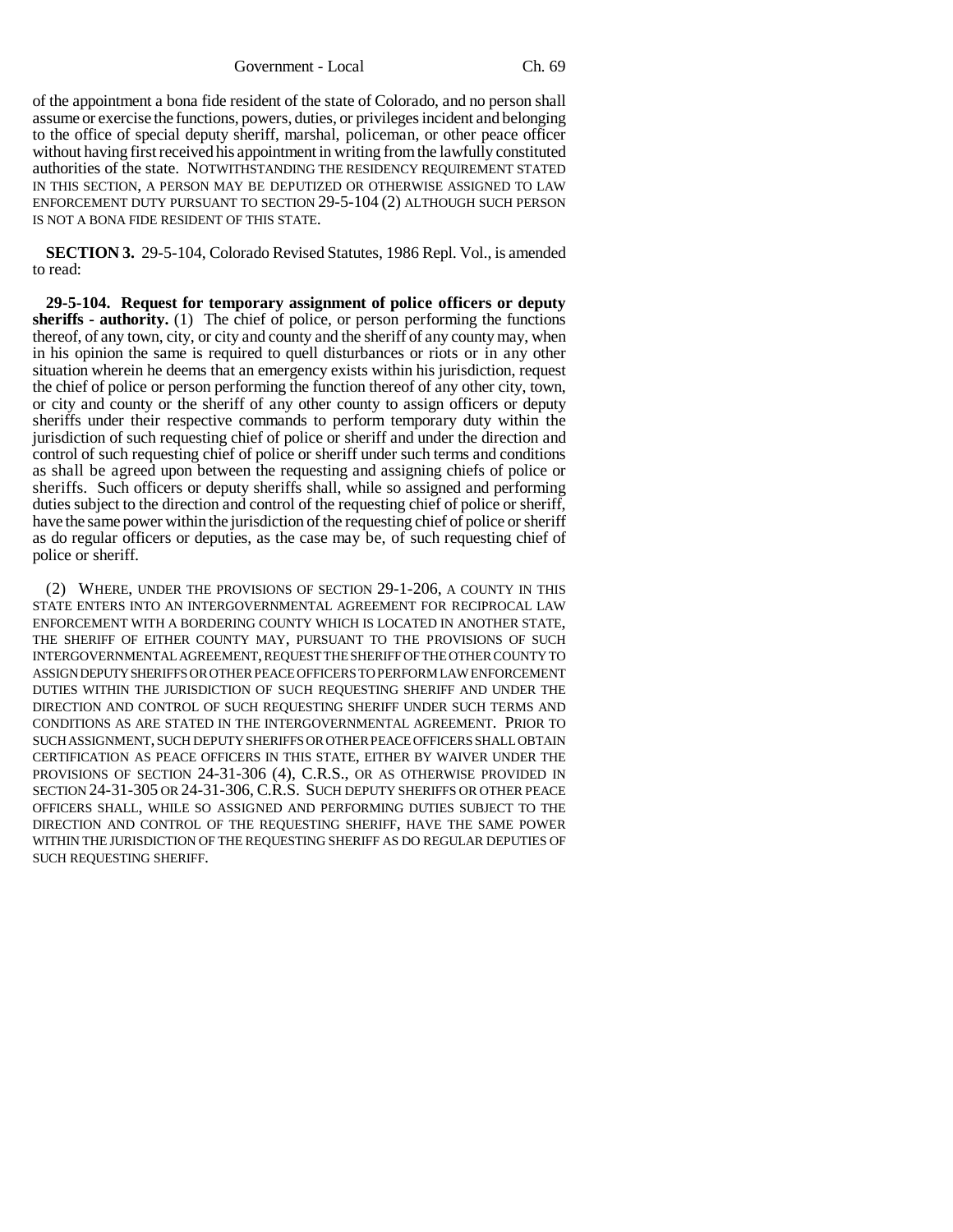of the appointment a bona fide resident of the state of Colorado, and no person shall assume or exercise the functions, powers, duties, or privileges incident and belonging to the office of special deputy sheriff, marshal, policeman, or other peace officer without having first received his appointment in writing from the lawfully constituted authorities of the state. NOTWITHSTANDING THE RESIDENCY REQUIREMENT STATED IN THIS SECTION, A PERSON MAY BE DEPUTIZED OR OTHERWISE ASSIGNED TO LAW ENFORCEMENT DUTY PURSUANT TO SECTION 29-5-104 (2) ALTHOUGH SUCH PERSON IS NOT A BONA FIDE RESIDENT OF THIS STATE.

**SECTION 3.** 29-5-104, Colorado Revised Statutes, 1986 Repl. Vol., is amended to read:

**29-5-104. Request for temporary assignment of police officers or deputy sheriffs - authority.** (1) The chief of police, or person performing the functions thereof, of any town, city, or city and county and the sheriff of any county may, when in his opinion the same is required to quell disturbances or riots or in any other situation wherein he deems that an emergency exists within his jurisdiction, request the chief of police or person performing the function thereof of any other city, town, or city and county or the sheriff of any other county to assign officers or deputy sheriffs under their respective commands to perform temporary duty within the jurisdiction of such requesting chief of police or sheriff and under the direction and control of such requesting chief of police or sheriff under such terms and conditions as shall be agreed upon between the requesting and assigning chiefs of police or sheriffs. Such officers or deputy sheriffs shall, while so assigned and performing duties subject to the direction and control of the requesting chief of police or sheriff, have the same power within the jurisdiction of the requesting chief of police or sheriff as do regular officers or deputies, as the case may be, of such requesting chief of police or sheriff.

(2) WHERE, UNDER THE PROVISIONS OF SECTION 29-1-206, A COUNTY IN THIS STATE ENTERS INTO AN INTERGOVERNMENTAL AGREEMENT FOR RECIPROCAL LAW ENFORCEMENT WITH A BORDERING COUNTY WHICH IS LOCATED IN ANOTHER STATE, THE SHERIFF OF EITHER COUNTY MAY, PURSUANT TO THE PROVISIONS OF SUCH INTERGOVERNMENTAL AGREEMENT, REQUEST THE SHERIFF OF THE OTHER COUNTY TO ASSIGN DEPUTY SHERIFFS OR OTHER PEACE OFFICERS TO PERFORM LAW ENFORCEMENT DUTIES WITHIN THE JURISDICTION OF SUCH REQUESTING SHERIFF AND UNDER THE DIRECTION AND CONTROL OF SUCH REQUESTING SHERIFF UNDER SUCH TERMS AND CONDITIONS AS ARE STATED IN THE INTERGOVERNMENTAL AGREEMENT. PRIOR TO SUCH ASSIGNMENT, SUCH DEPUTY SHERIFFS OR OTHER PEACE OFFICERS SHALL OBTAIN CERTIFICATION AS PEACE OFFICERS IN THIS STATE, EITHER BY WAIVER UNDER THE PROVISIONS OF SECTION 24-31-306 (4), C.R.S., OR AS OTHERWISE PROVIDED IN SECTION 24-31-305 OR 24-31-306, C.R.S. SUCH DEPUTY SHERIFFS OR OTHER PEACE OFFICERS SHALL, WHILE SO ASSIGNED AND PERFORMING DUTIES SUBJECT TO THE DIRECTION AND CONTROL OF THE REQUESTING SHERIFF, HAVE THE SAME POWER WITHIN THE JURISDICTION OF THE REQUESTING SHERIFF AS DO REGULAR DEPUTIES OF SUCH REQUESTING SHERIFF.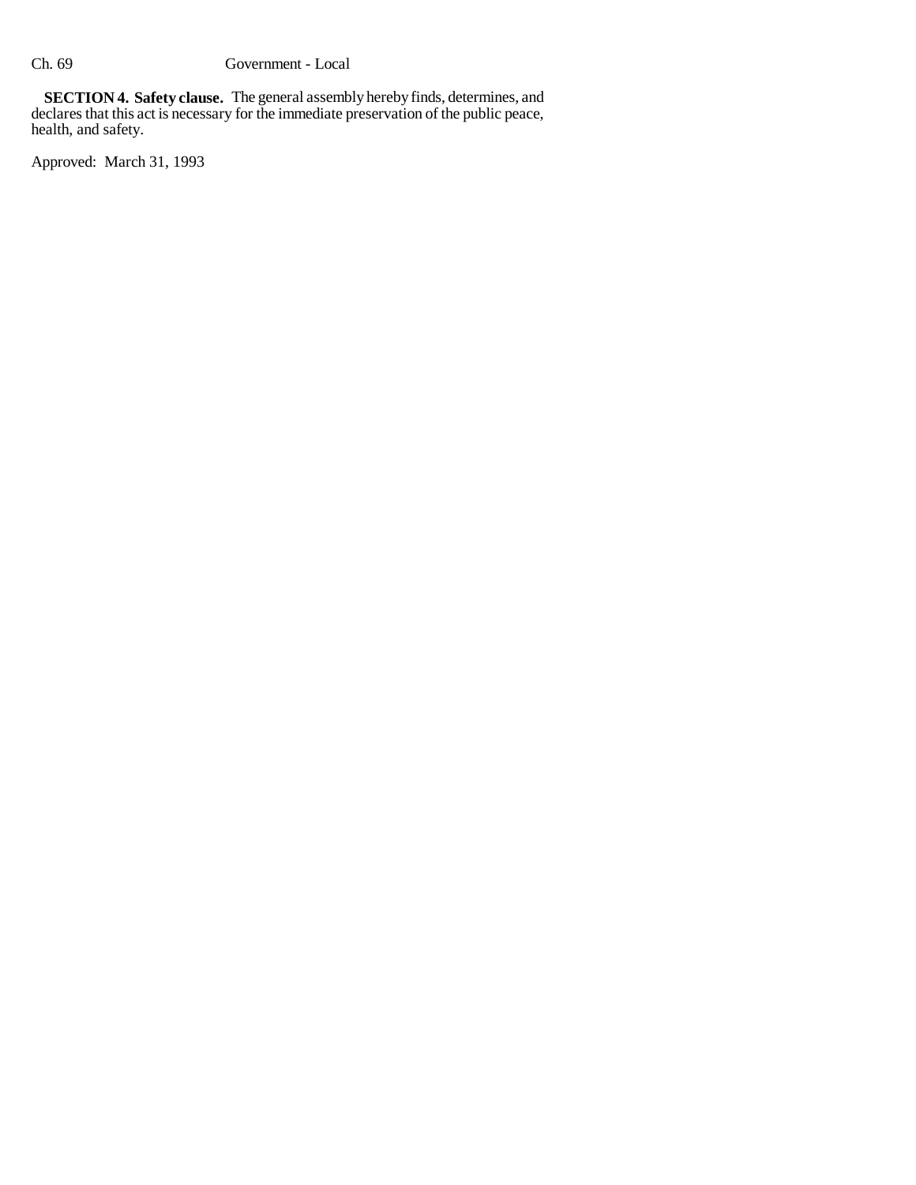**SECTION 4. Safety clause.** The general assembly hereby finds, determines, and declares that this act is necessary for the immediate preservation of the public peace, health, and safety.

Approved: March 31, 1993